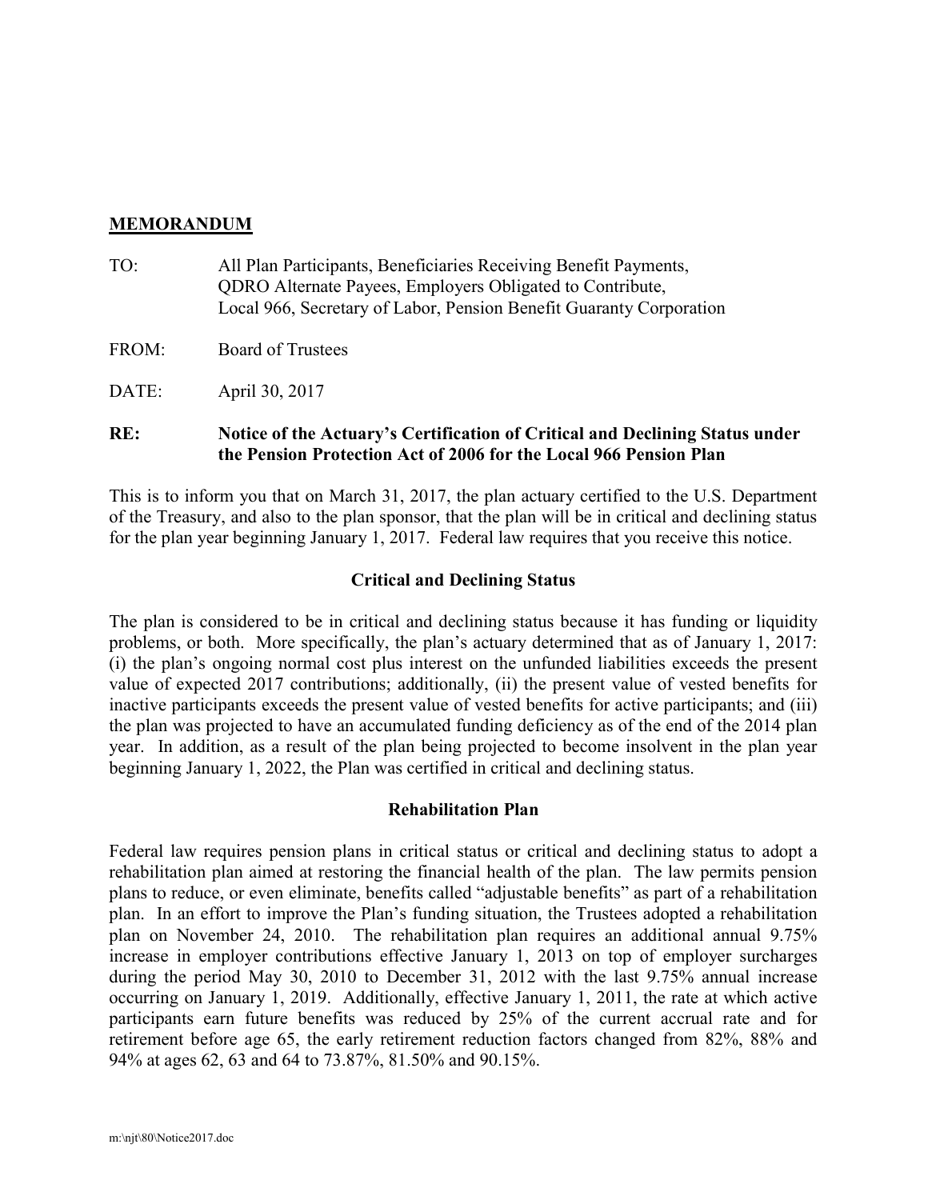## MEMORANDUM

TO: All Plan Participants, Beneficiaries Receiving Benefit Payments, QDRO Alternate Payees, Employers Obligated to Contribute, Local 966, Secretary of Labor, Pension Benefit Guaranty Corporation

FROM: Board of Trustees

DATE: April 30, 2017

**RE: Notice of the Actuary's Certification of Critical and Declining Status under the Pension Protection Act of 2006 for the Local 966 Pension Plan**

This is to inform you that on March 31, 2017, the plan actuary certified to the U.S. Department of the Treasury, and also to the plan sponsor, that the plan will be in critical and declining status for the plan year beginning January 1, 2017. Federal law requires that you receive this notice.

### Critical and Declining Status

The plan is considered to be in critical and declining status because it has funding or liquidity problems, or both. More specifically, the plan's actuary determined that as of January 1, 2017: (i) the plan's ongoing normal cost plus interest on the unfunded liabilities exceeds the present value of expected 2017 contributions; additionally, (ii) the present value of vested benefits for inactive participants exceeds the present value of vested benefits for active participants; and (iii) the plan was projected to have an accumulated funding deficiency as of the end of the 2014 plan year. In addition, as a result of the plan being projected to become insolvent in the plan year beginning January 1, 2022, the Plan was certified in critical and declining status.

### Rehabilitation Plan

Federal law requires pension plans in critical status or critical and declining status to adopt a rehabilitation plan aimed at restoring the financial health of the plan. The law permits pension plans to reduce, or even eliminate, benefits called "adjustable benefits" as part of a rehabilitation plan. In an effort to improve the Plan's funding situation, the Trustees adopted a rehabilitation plan on November 24, 2010. The rehabilitation plan requires an additional annual 9.75% increase in employer contributions effective January 1, 2013 on top of employer surcharges during the period May 30, 2010 to December 31, 2012 with the last 9.75% annual increase occurring on January 1, 2019. Additionally, effective January 1, 2011, the rate at which active participants earn future benefits was reduced by 25% of the current accrual rate and for retirement before age 65, the early retirement reduction factors changed from 82%, 88% and 94% at ages 62, 63 and 64 to 73.87%, 81.50% and 90.15%.

m:\njt\80\Notice2017.doc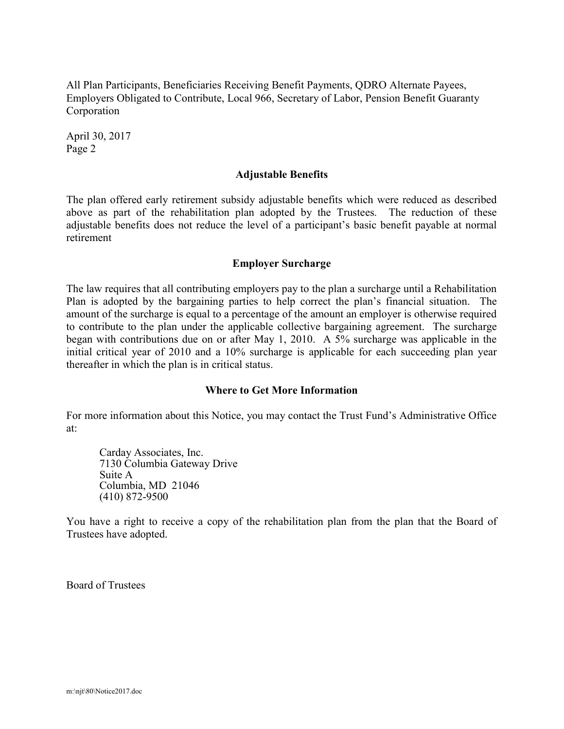All Plan Participants, Beneficiaries Receiving Benefit Payments, QDRO Alternate Payees, Employers Obligated to Contribute, Local 966, Secretary of Labor, Pension Benefit Guaranty Corporation

April 30, 2017
Page 2

## Adjustable Benefits

The plan offered early retirement subsidy adjustable benefits which were reduced as described above as part of the rehabilitation plan adopted by the Trustees. The reduction of these adjustable benefits does not reduce the level of a participant's basic benefit payable at normal retirement

## Employer Surcharge

The law requires that all contributing employers pay to the plan a surcharge until a Rehabilitation Plan is adopted by the bargaining parties to help correct the plan's financial situation. The amount of the surcharge is equal to a percentage of the amount an employer is otherwise required to contribute to the plan under the applicable collective bargaining agreement. The surcharge began with contributions due on or after May 1, 2010. A 5% surcharge was applicable in the initial critical year of 2010 and a 10% surcharge is applicable for each succeeding plan year thereafter in which the plan is in critical status.

## Where to Get More Information

For more information about this Notice, you may contact the Trust Fund's Administrative Office at:

Carday Associates, Inc.
7130 Columbia Gateway Drive
Suite A
Columbia, MD 21046
(410) 872-9500

You have a right to receive a copy of the rehabilitation plan from the plan that the Board of Trustees have adopted.

Board of Trustees

m:\njt\80\Notice2017.doc